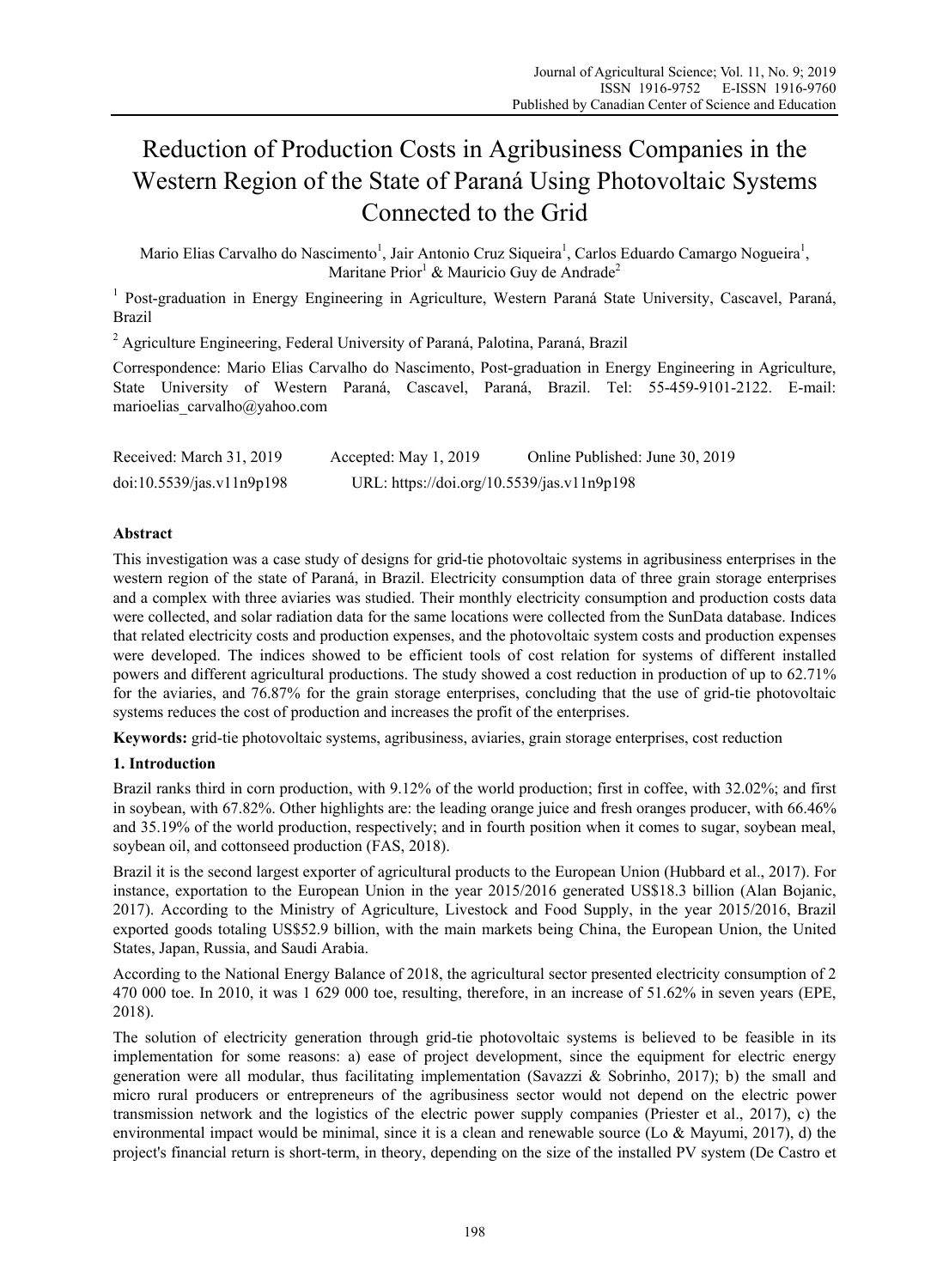# Reduction of Production Costs in Agribusiness Companies in the Western Region of the State of Paraná Using Photovoltaic Systems Connected to the Grid

Mario Elias Carvalho do Nascimento[1], Jair Antonio Cruz Siqueira[1], Carlos Eduardo Camargo Nogueira[1], Maritane Prior[1] & Mauricio Guy de Andrade[2]

[1] Post-graduation in Energy Engineering in Agriculture, Western Paraná State University, Cascavel, Paraná, Brazil

[2] Agriculture Engineering, Federal University of Paraná, Palotina, Paraná, Brazil

Correspondence: Mario Elias Carvalho do Nascimento, Post-graduation in Energy Engineering in Agriculture, State University of Western Paraná, Cascavel, Paraná, Brazil. Tel: 55-459-9101-2122. E-mail: marioelias_carvalho@yahoo.com

Received: March 31, 2019 Accepted: May 1, 2019 Online Published: June 30, 2019

doi:10.5539/jas.v11n9p198 URL: https://doi.org/10.5539/jas.v11n9p198

## Abstract

This investigation was a case study of designs for grid-tie photovoltaic systems in agribusiness enterprises in the western region of the state of Paraná, in Brazil. Electricity consumption data of three grain storage enterprises and a complex with three aviaries was studied. Their monthly electricity consumption and production costs data were collected, and solar radiation data for the same locations were collected from the SunData database. Indices that related electricity costs and production expenses, and the photovoltaic system costs and production expenses were developed. The indices showed to be efficient tools of cost relation for systems of different installed powers and different agricultural productions. The study showed a cost reduction in production of up to 62.71% for the aviaries, and 76.87% for the grain storage enterprises, concluding that the use of grid-tie photovoltaic systems reduces the cost of production and increases the profit of the enterprises.

**Keywords:** grid-tie photovoltaic systems, agribusiness, aviaries, grain storage enterprises, cost reduction

## 1. Introduction

Brazil ranks third in corn production, with 9.12% of the world production; first in coffee, with 32.02%; and first in soybean, with 67.82%. Other highlights are: the leading orange juice and fresh oranges producer, with 66.46% and 35.19% of the world production, respectively; and in fourth position when it comes to sugar, soybean meal, soybean oil, and cottonseed production (FAS, 2018).

Brazil it is the second largest exporter of agricultural products to the European Union (Hubbard et al., 2017). For instance, exportation to the European Union in the year 2015/2016 generated US$18.3 billion (Alan Bojanic, 2017). According to the Ministry of Agriculture, Livestock and Food Supply, in the year 2015/2016, Brazil exported goods totaling US$52.9 billion, with the main markets being China, the European Union, the United States, Japan, Russia, and Saudi Arabia.

According to the National Energy Balance of 2018, the agricultural sector presented electricity consumption of 2 470 000 toe. In 2010, it was 1 629 000 toe, resulting, therefore, in an increase of 51.62% in seven years (EPE, 2018).

The solution of electricity generation through grid-tie photovoltaic systems is believed to be feasible in its implementation for some reasons: a) ease of project development, since the equipment for electric energy generation were all modular, thus facilitating implementation (Savazzi & Sobrinho, 2017); b) the small and micro rural producers or entrepreneurs of the agribusiness sector would not depend on the electric power transmission network and the logistics of the electric power supply companies (Priester et al., 2017), c) the environmental impact would be minimal, since it is a clean and renewable source (Lo & Mayumi, 2017), d) the project's financial return is short-term, in theory, depending on the size of the installed PV system (De Castro et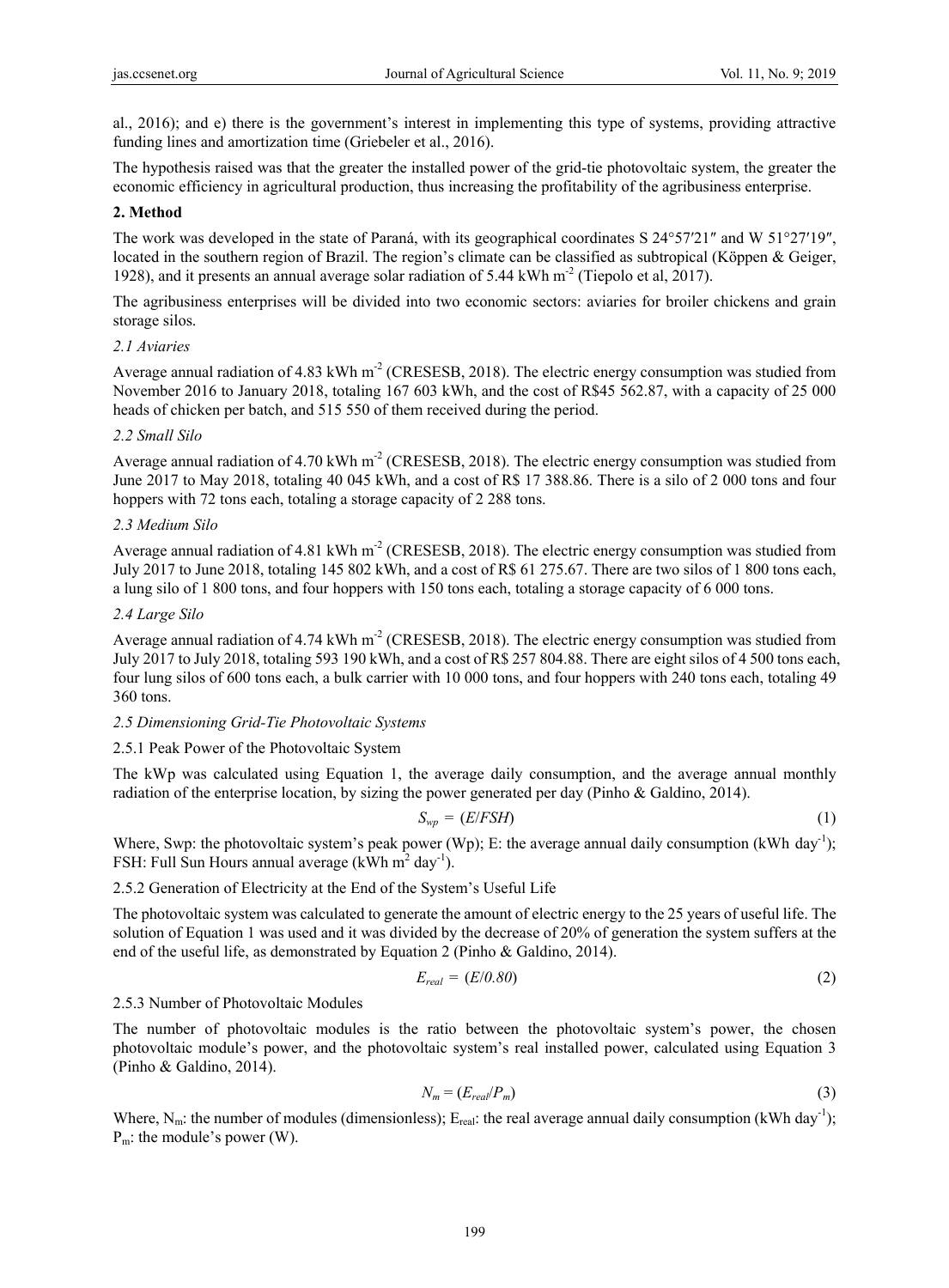al., 2016); and e) there is the government's interest in implementing this type of systems, providing attractive funding lines and amortization time (Griebeler et al., 2016).

The hypothesis raised was that the greater the installed power of the grid-tie photovoltaic system, the greater the economic efficiency in agricultural production, thus increasing the profitability of the agribusiness enterprise.

## 2. Method

The work was developed in the state of Paraná, with its geographical coordinates S 24°57′21″ and W 51°27′19″, located in the southern region of Brazil. The region's climate can be classified as subtropical (Köppen & Geiger, 1928), and it presents an annual average solar radiation of 5.44 kWh m$^{-2}$ (Tiepolo et al, 2017).

The agribusiness enterprises will be divided into two economic sectors: aviaries for broiler chickens and grain storage silos.

### *2.1 Aviaries*

Average annual radiation of 4.83 kWh m$^{-2}$ (CRESESB, 2018). The electric energy consumption was studied from November 2016 to January 2018, totaling 167 603 kWh, and the cost of R$45 562.87, with a capacity of 25 000 heads of chicken per batch, and 515 550 of them received during the period.

### *2.2 Small Silo*

Average annual radiation of 4.70 kWh m$^{-2}$ (CRESESB, 2018). The electric energy consumption was studied from June 2017 to May 2018, totaling 40 045 kWh, and a cost of R$ 17 388.86. There is a silo of 2 000 tons and four hoppers with 72 tons each, totaling a storage capacity of 2 288 tons.

### *2.3 Medium Silo*

Average annual radiation of 4.81 kWh m$^{-2}$ (CRESESB, 2018). The electric energy consumption was studied from July 2017 to June 2018, totaling 145 802 kWh, and a cost of R$ 61 275.67. There are two silos of 1 800 tons each, a lung silo of 1 800 tons, and four hoppers with 150 tons each, totaling a storage capacity of 6 000 tons.

### *2.4 Large Silo*

Average annual radiation of 4.74 kWh m$^{-2}$ (CRESESB, 2018). The electric energy consumption was studied from July 2017 to July 2018, totaling 593 190 kWh, and a cost of R$ 257 804.88. There are eight silos of 4 500 tons each, four lung silos of 600 tons each, a bulk carrier with 10 000 tons, and four hoppers with 240 tons each, totaling 49 360 tons.

### *2.5 Dimensioning Grid-Tie Photovoltaic Systems*

#### 2.5.1 Peak Power of the Photovoltaic System

The kWp was calculated using Equation 1, the average daily consumption, and the average annual monthly radiation of the enterprise location, by sizing the power generated per day (Pinho & Galdino, 2014).

$$S_{wp} = (E/FSH) \tag{1}$$

Where, Swp: the photovoltaic system's peak power (Wp); E: the average annual daily consumption (kWh day$^{-1}$); FSH: Full Sun Hours annual average (kWh m$^{2}$ day$^{-1}$).

#### 2.5.2 Generation of Electricity at the End of the System's Useful Life

The photovoltaic system was calculated to generate the amount of electric energy to the 25 years of useful life. The solution of Equation 1 was used and it was divided by the decrease of 20% of generation the system suffers at the end of the useful life, as demonstrated by Equation 2 (Pinho & Galdino, 2014).

$$E_{real} = (E/0.80) \tag{2}$$

#### 2.5.3 Number of Photovoltaic Modules

The number of photovoltaic modules is the ratio between the photovoltaic system's power, the chosen photovoltaic module's power, and the photovoltaic system's real installed power, calculated using Equation 3 (Pinho & Galdino, 2014).

$$N_m = (E_{real}/P_m) \tag{3}$$

Where, $N_m$: the number of modules (dimensionless); $E_{real}$: the real average annual daily consumption (kWh day$^{-1}$); $P_m$: the module's power (W).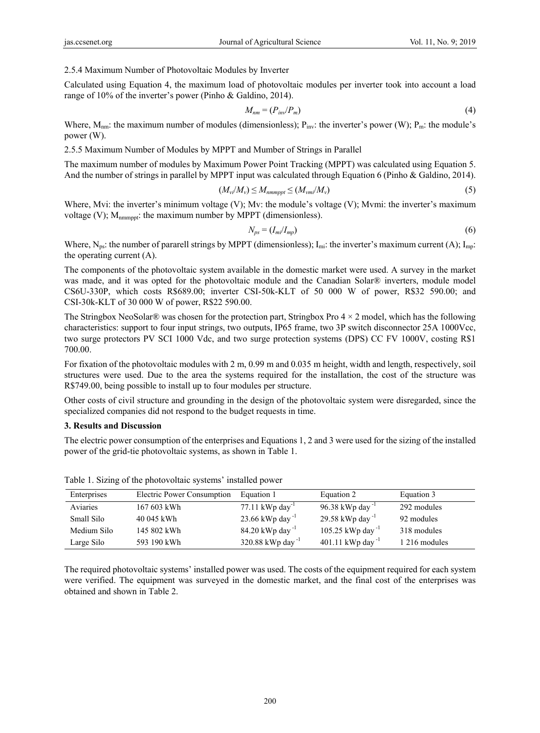2.5.4 Maximum Number of Photovoltaic Modules by Inverter

Calculated using Equation 4, the maximum load of photovoltaic modules per inverter took into account a load range of 10% of the inverter's power (Pinho & Galdino, 2014).

$$M_{nm} = (P_{inv}/P_m) \tag{4}$$

Where, $M_{nm}$: the maximum number of modules (dimensionless); $P_{inv}$: the inverter's power (W); $P_m$: the module's power (W).

2.5.5 Maximum Number of Modules by MPPT and Mumber of Strings in Parallel

The maximum number of modules by Maximum Power Point Tracking (MPPT) was calculated using Equation 5. And the number of strings in parallel by MPPT input was calculated through Equation 6 (Pinho & Galdino, 2014).

$$(M_{vi}/M_v) \leq M_{nmmppt} \leq (M_{vmi}/M_v) \tag{5}$$

Where, Mvi: the inverter's minimum voltage (V); Mv: the module's voltage (V); Mvmi: the inverter's maximum voltage (V); $M_{nmmppt}$: the maximum number by MPPT (dimensionless).

$$N_{ps} = (I_{mi}/I_{mp}) \tag{6}$$

Where, $N_{ps}$: the number of pararell strings by MPPT (dimensionless); $I_{mi}$: the inverter's maximum current (A); $I_{mp}$: the operating current (A).

The components of the photovoltaic system available in the domestic market were used. A survey in the market was made, and it was opted for the photovoltaic module and the Canadian Solar® inverters, module model CS6U-330P, which costs R$689.00; inverter CSI-50k-KLT of 50 000 W of power, R$32 590.00; and CSI-30k-KLT of 30 000 W of power, R$22 590.00.

The Stringbox NeoSolar® was chosen for the protection part, Stringbox Pro 4 × 2 model, which has the following characteristics: support to four input strings, two outputs, IP65 frame, two 3P switch disconnector 25A 1000Vcc, two surge protectors PV SCI 1000 Vdc, and two surge protection systems (DPS) CC FV 1000V, costing R$1 700.00.

For fixation of the photovoltaic modules with 2 m, 0.99 m and 0.035 m height, width and length, respectively, soil structures were used. Due to the area the systems required for the installation, the cost of the structure was R$749.00, being possible to install up to four modules per structure.

Other costs of civil structure and grounding in the design of the photovoltaic system were disregarded, since the specialized companies did not respond to the budget requests in time.

## 3. Results and Discussion

The electric power consumption of the enterprises and Equations 1, 2 and 3 were used for the sizing of the installed power of the grid-tie photovoltaic systems, as shown in Table 1.

Table 1. Sizing of the photovoltaic systems' installed power

| Enterprises | Electric Power Consumption | Equation 1 | Equation 2 | Equation 3 |
|---|---|---|---|---|
| Aviaries | 167 603 kWh | 77.11 kWp day$^{-1}$ | 96.38 kWp day$^{-1}$ | 292 modules |
| Small Silo | 40 045 kWh | 23.66 kWp day$^{-1}$ | 29.58 kWp day$^{-1}$ | 92 modules |
| Medium Silo | 145 802 kWh | 84.20 kWp day$^{-1}$ | 105.25 kWp day$^{-1}$ | 318 modules |
| Large Silo | 593 190 kWh | 320.88 kWp day$^{-1}$ | 401.11 kWp day$^{-1}$ | 1 216 modules |

The required photovoltaic systems' installed power was used. The costs of the equipment required for each system were verified. The equipment was surveyed in the domestic market, and the final cost of the enterprises was obtained and shown in Table 2.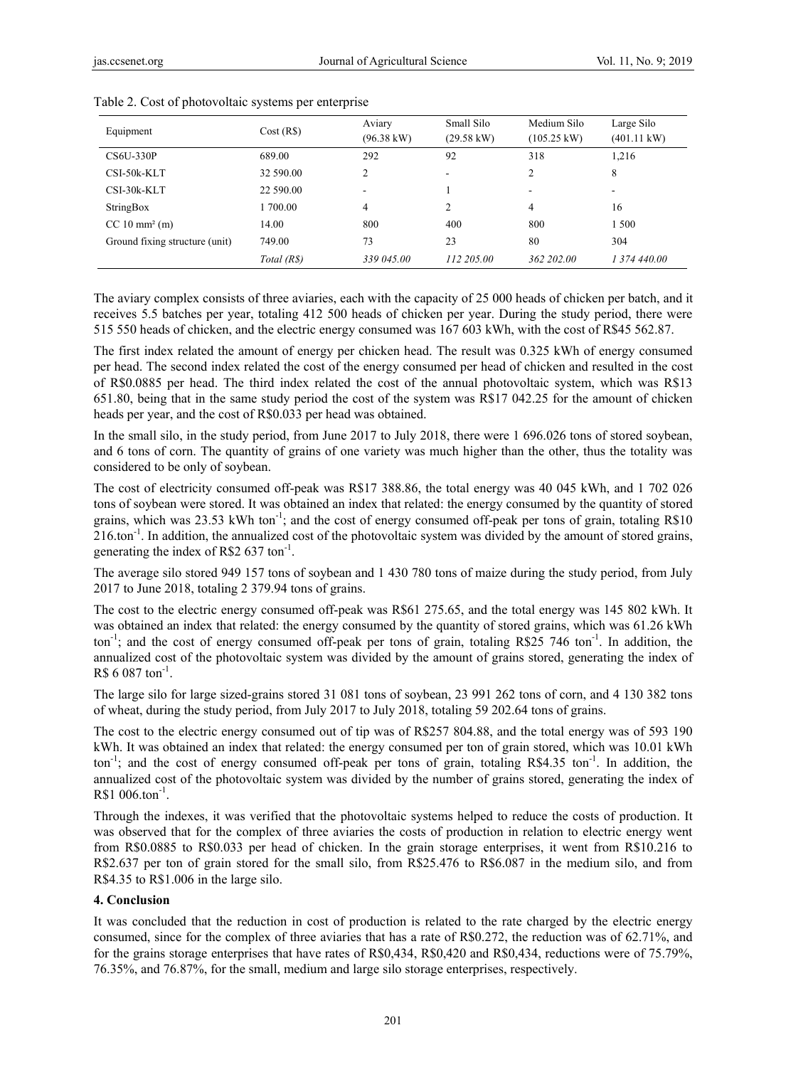Table 2. Cost of photovoltaic systems per enterprise

| Equipment | Cost (R$) | Aviary (96.38 kW) | Small Silo (29.58 kW) | Medium Silo (105.25 kW) | Large Silo (401.11 kW) |
|---|---|---|---|---|---|
| CS6U-330P | 689.00 | 292 | 92 | 318 | 1,216 |
| CSI-50k-KLT | 32 590.00 | 2 | - | 2 | 8 |
| CSI-30k-KLT | 22 590.00 | - | 1 | - | - |
| StringBox | 1 700.00 | 4 | 2 | 4 | 16 |
| CC 10 mm² (m) | 14.00 | 800 | 400 | 800 | 1 500 |
| Ground fixing structure (unit) | 749.00 | 73 | 23 | 80 | 304 |
| | *Total (R$)* | *339 045.00* | *112 205.00* | *362 202.00* | *1 374 440.00* |

The aviary complex consists of three aviaries, each with the capacity of 25 000 heads of chicken per batch, and it receives 5.5 batches per year, totaling 412 500 heads of chicken per year. During the study period, there were 515 550 heads of chicken, and the electric energy consumed was 167 603 kWh, with the cost of R$45 562.87.

The first index related the amount of energy per chicken head. The result was 0.325 kWh of energy consumed per head. The second index related the cost of the energy consumed per head of chicken and resulted in the cost of R$0.0885 per head. The third index related the cost of the annual photovoltaic system, which was R$13 651.80, being that in the same study period the cost of the system was R$17 042.25 for the amount of chicken heads per year, and the cost of R$0.033 per head was obtained.

In the small silo, in the study period, from June 2017 to July 2018, there were 1 696.026 tons of stored soybean, and 6 tons of corn. The quantity of grains of one variety was much higher than the other, thus the totality was considered to be only of soybean.

The cost of electricity consumed off-peak was R$17 388.86, the total energy was 40 045 kWh, and 1 702 026 tons of soybean were stored. It was obtained an index that related: the energy consumed by the quantity of stored grains, which was 23.53 kWh ton$^{-1}$; and the cost of energy consumed off-peak per tons of grain, totaling R$10 216.ton$^{-1}$. In addition, the annualized cost of the photovoltaic system was divided by the amount of stored grains, generating the index of R$2 637 ton$^{-1}$.

The average silo stored 949 157 tons of soybean and 1 430 780 tons of maize during the study period, from July 2017 to June 2018, totaling 2 379.94 tons of grains.

The cost to the electric energy consumed off-peak was R$61 275.65, and the total energy was 145 802 kWh. It was obtained an index that related: the energy consumed by the quantity of stored grains, which was 61.26 kWh ton$^{-1}$; and the cost of energy consumed off-peak per tons of grain, totaling R$25 746 ton$^{-1}$. In addition, the annualized cost of the photovoltaic system was divided by the amount of grains stored, generating the index of R$ 6 087 ton$^{-1}$.

The large silo for large sized-grains stored 31 081 tons of soybean, 23 991 262 tons of corn, and 4 130 382 tons of wheat, during the study period, from July 2017 to July 2018, totaling 59 202.64 tons of grains.

The cost to the electric energy consumed out of tip was of R$257 804.88, and the total energy was of 593 190 kWh. It was obtained an index that related: the energy consumed per ton of grain stored, which was 10.01 kWh ton$^{-1}$; and the cost of energy consumed off-peak per tons of grain, totaling R$4.35 ton$^{-1}$. In addition, the annualized cost of the photovoltaic system was divided by the number of grains stored, generating the index of R$1 006.ton$^{-1}$.

Through the indexes, it was verified that the photovoltaic systems helped to reduce the costs of production. It was observed that for the complex of three aviaries the costs of production in relation to electric energy went from R$0.0885 to R$0.033 per head of chicken. In the grain storage enterprises, it went from R$10.216 to R$2.637 per ton of grain stored for the small silo, from R$25.476 to R$6.087 in the medium silo, and from R$4.35 to R$1.006 in the large silo.

## 4. Conclusion

It was concluded that the reduction in cost of production is related to the rate charged by the electric energy consumed, since for the complex of three aviaries that has a rate of R$0.272, the reduction was of 62.71%, and for the grains storage enterprises that have rates of R$0,434, R$0,420 and R$0,434, reductions were of 75.79%, 76.35%, and 76.87%, for the small, medium and large silo storage enterprises, respectively.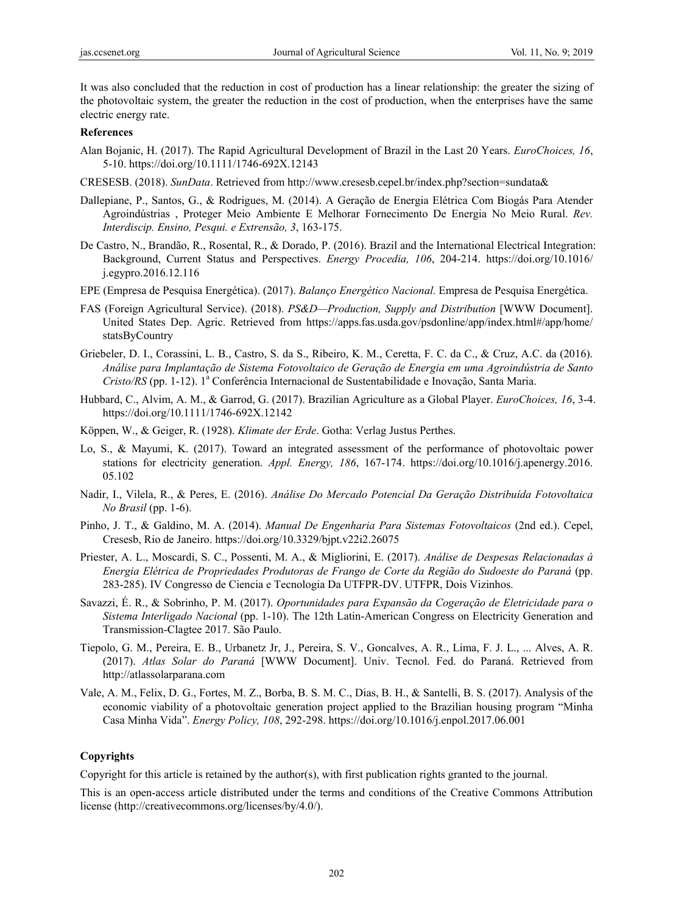It was also concluded that the reduction in cost of production has a linear relationship: the greater the sizing of the photovoltaic system, the greater the reduction in the cost of production, when the enterprises have the same electric energy rate.

**References**

Alan Bojanic, H. (2017). The Rapid Agricultural Development of Brazil in the Last 20 Years. *EuroChoices, 16*, 5-10. https://doi.org/10.1111/1746-692X.12143

CRESESB. (2018). *SunData*. Retrieved from http://www.cresesb.cepel.br/index.php?section=sundata&

Dallepiane, P., Santos, G., & Rodrigues, M. (2014). A Geração de Energia Elétrica Com Biogás Para Atender Agroindústrias , Proteger Meio Ambiente E Melhorar Fornecimento De Energia No Meio Rural. *Rev. Interdiscip. Ensino, Pesqui. e Extrensão, 3*, 163-175.

De Castro, N., Brandão, R., Rosental, R., & Dorado, P. (2016). Brazil and the International Electrical Integration: Background, Current Status and Perspectives. *Energy Procedia, 106*, 204-214. https://doi.org/10.1016/j.egypro.2016.12.116

EPE (Empresa de Pesquisa Energética). (2017). *Balanço Energético Nacional.* Empresa de Pesquisa Energética.

FAS (Foreign Agricultural Service). (2018). *PS&D—Production, Supply and Distribution* [WWW Document]. United States Dep. Agric. Retrieved from https://apps.fas.usda.gov/psdonline/app/index.html#/app/home/statsByCountry

Griebeler, D. I., Corassini, L. B., Castro, S. da S., Ribeiro, K. M., Ceretta, F. C. da C., & Cruz, A.C. da (2016). *Análise para Implantação de Sistema Fotovoltaico de Geração de Energia em uma Agroindústria de Santo Cristo/RS* (pp. 1-12). 1[a] Conferência Internacional de Sustentabilidade e Inovação, Santa Maria.

Hubbard, C., Alvim, A. M., & Garrod, G. (2017). Brazilian Agriculture as a Global Player. *EuroChoices, 16*, 3-4. https://doi.org/10.1111/1746-692X.12142

Köppen, W., & Geiger, R. (1928). *Klimate der Erde*. Gotha: Verlag Justus Perthes.

Lo, S., & Mayumi, K. (2017). Toward an integrated assessment of the performance of photovoltaic power stations for electricity generation. *Appl. Energy, 186*, 167-174. https://doi.org/10.1016/j.apenergy.2016.05.102

Nadir, I., Vilela, R., & Peres, E. (2016). *Análise Do Mercado Potencial Da Geração Distribuída Fotovoltaica No Brasil* (pp. 1-6).

Pinho, J. T., & Galdino, M. A. (2014). *Manual De Engenharia Para Sistemas Fotovoltaicos* (2nd ed.). Cepel, Cresesb, Rio de Janeiro. https://doi.org/10.3329/bjpt.v22i2.26075

Priester, A. L., Moscardi, S. C., Possenti, M. A., & Migliorini, E. (2017). *Análise de Despesas Relacionadas à Energia Elétrica de Propriedades Produtoras de Frango de Corte da Região do Sudoeste do Paraná* (pp. 283-285). IV Congresso de Ciencia e Tecnologia Da UTFPR-DV. UTFPR, Dois Vizinhos.

Savazzi, É. R., & Sobrinho, P. M. (2017). *Oportunidades para Expansão da Cogeração de Eletricidade para o Sistema Interligado Nacional* (pp. 1-10). The 12th Latin-American Congress on Electricity Generation and Transmission-Clagtee 2017. São Paulo.

Tiepolo, G. M., Pereira, E. B., Urbanetz Jr, J., Pereira, S. V., Goncalves, A. R., Lima, F. J. L., ... Alves, A. R. (2017). *Atlas Solar do Paraná* [WWW Document]. Univ. Tecnol. Fed. do Paraná. Retrieved from http://atlassolarparana.com

Vale, A. M., Felix, D. G., Fortes, M. Z., Borba, B. S. M. C., Dias, B. H., & Santelli, B. S. (2017). Analysis of the economic viability of a photovoltaic generation project applied to the Brazilian housing program "Minha Casa Minha Vida". *Energy Policy, 108*, 292-298. https://doi.org/10.1016/j.enpol.2017.06.001

**Copyrights**

Copyright for this article is retained by the author(s), with first publication rights granted to the journal.

This is an open-access article distributed under the terms and conditions of the Creative Commons Attribution license (http://creativecommons.org/licenses/by/4.0/).